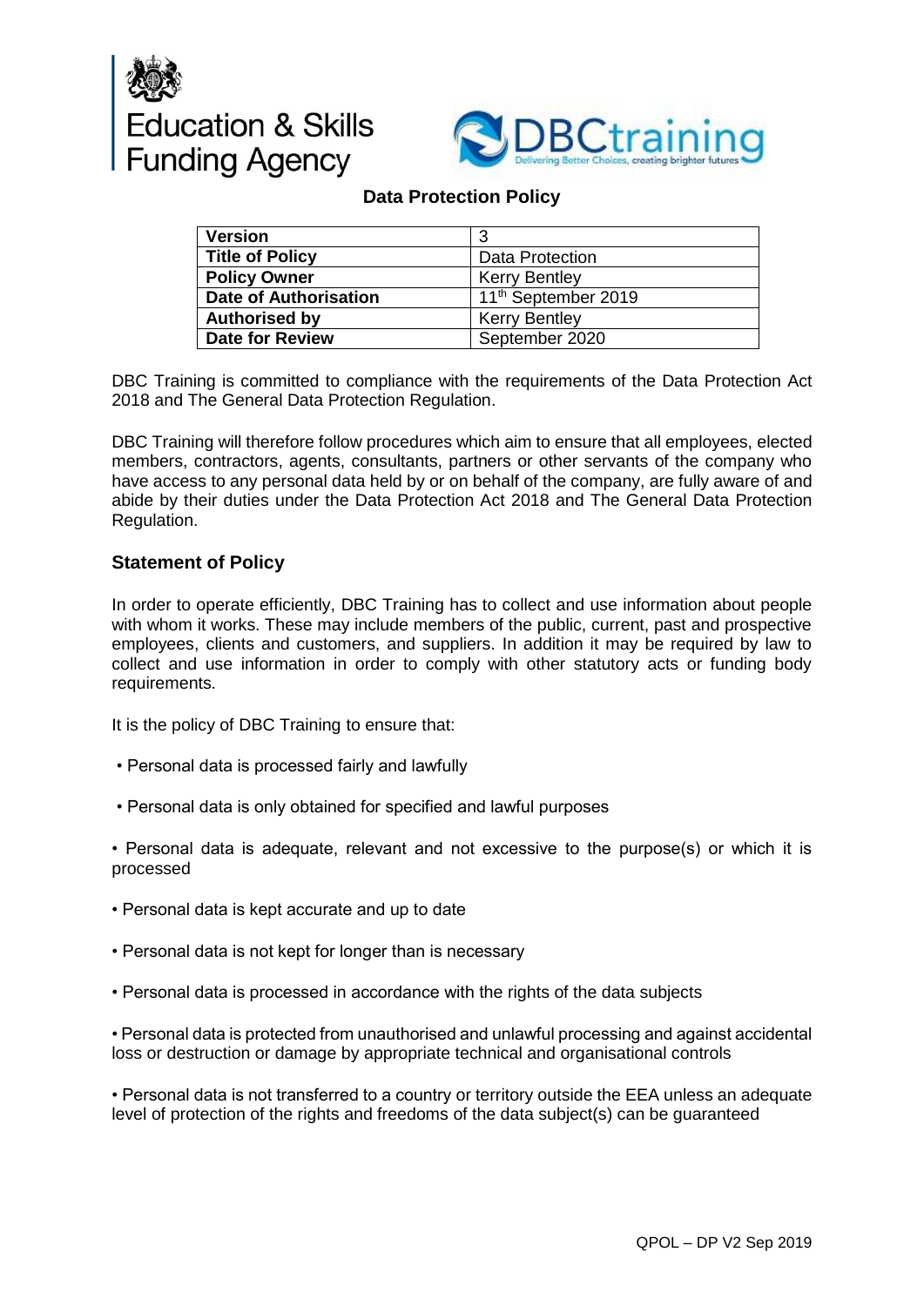Education & Skills Funding Agency

DBCtraining
Delivering Better Choices, creating brighter futures

## Data Protection Policy

| Version | 3 |
|---|---|
| Title of Policy | Data Protection |
| Policy Owner | Kerry Bentley |
| Date of Authorisation | 11th September 2019 |
| Authorised by | Kerry Bentley |
| Date for Review | September 2020 |

DBC Training is committed to compliance with the requirements of the Data Protection Act 2018 and The General Data Protection Regulation.

DBC Training will therefore follow procedures which aim to ensure that all employees, elected members, contractors, agents, consultants, partners or other servants of the company who have access to any personal data held by or on behalf of the company, are fully aware of and abide by their duties under the Data Protection Act 2018 and The General Data Protection Regulation.

### Statement of Policy

In order to operate efficiently, DBC Training has to collect and use information about people with whom it works. These may include members of the public, current, past and prospective employees, clients and customers, and suppliers. In addition it may be required by law to collect and use information in order to comply with other statutory acts or funding body requirements.

It is the policy of DBC Training to ensure that:

- Personal data is processed fairly and lawfully
- Personal data is only obtained for specified and lawful purposes
- Personal data is adequate, relevant and not excessive to the purpose(s) or which it is processed
- Personal data is kept accurate and up to date
- Personal data is not kept for longer than is necessary
- Personal data is processed in accordance with the rights of the data subjects
- Personal data is protected from unauthorised and unlawful processing and against accidental loss or destruction or damage by appropriate technical and organisational controls
- Personal data is not transferred to a country or territory outside the EEA unless an adequate level of protection of the rights and freedoms of the data subject(s) can be guaranteed

QPOL – DP V2 Sep 2019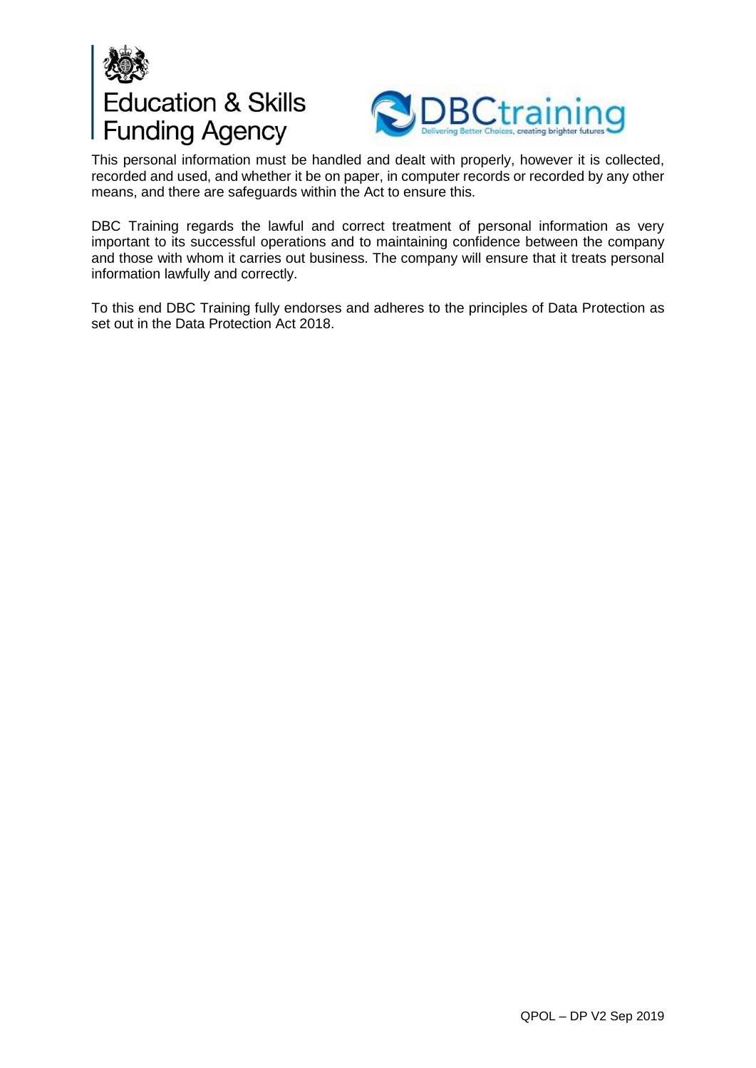This personal information must be handled and dealt with properly, however it is collected, recorded and used, and whether it be on paper, in computer records or recorded by any other means, and there are safeguards within the Act to ensure this.

DBC Training regards the lawful and correct treatment of personal information as very important to its successful operations and to maintaining confidence between the company and those with whom it carries out business. The company will ensure that it treats personal information lawfully and correctly.

To this end DBC Training fully endorses and adheres to the principles of Data Protection as set out in the Data Protection Act 2018.